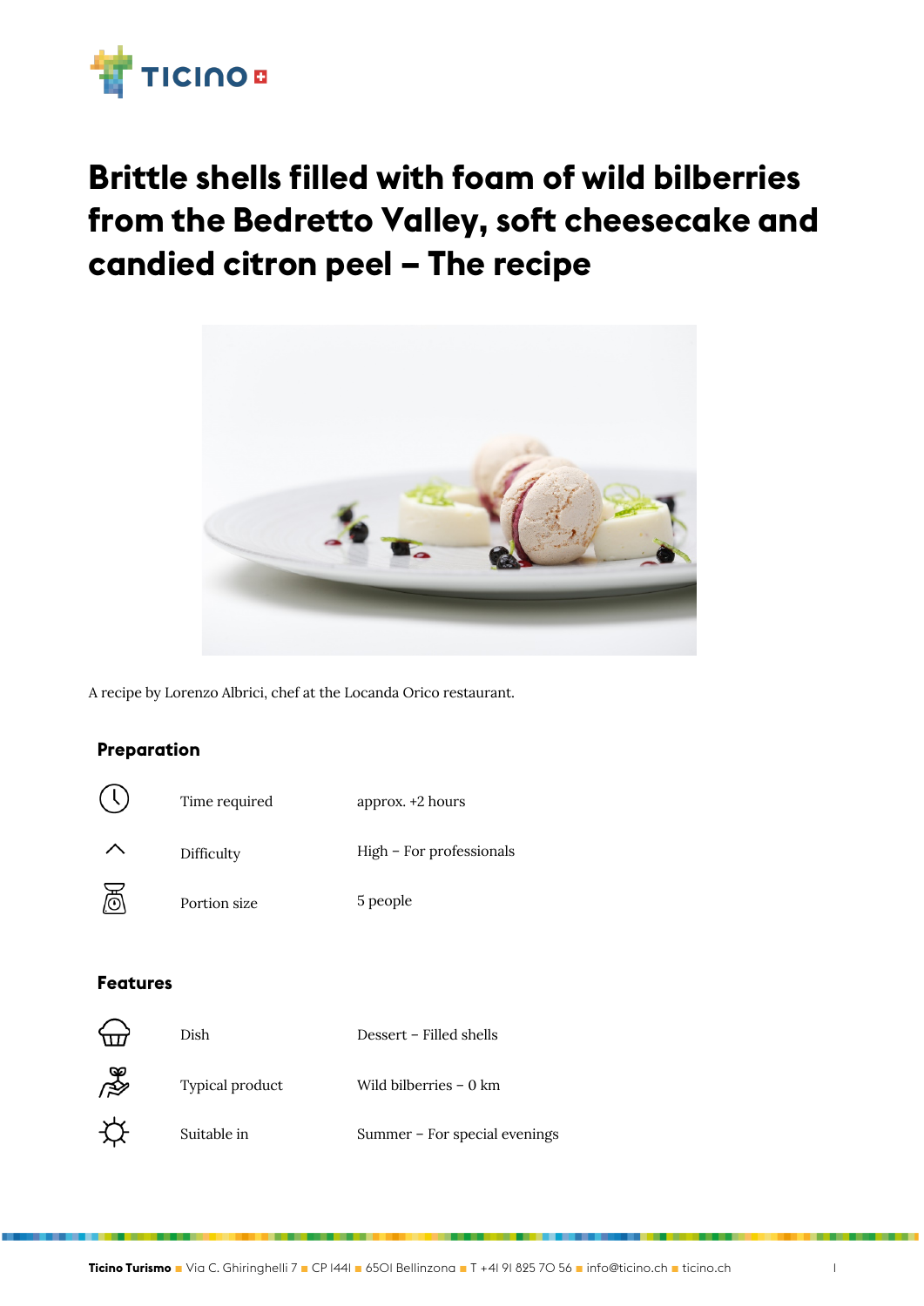# Brittle shells filled with foam of wild bilberries from the Bedretto Valley, soft cheesecake and candied citron peel – The recipe

A recipe by Lorenzo Albrici, chef at the Locanda Orico restaurant.

## Preparation

| | | |
|---|---|---|
| | Time required | approx. +2 hours |
| | Difficulty | High – For professionals |
| | Portion size | 5 people |

## Features

| | | |
|---|---|---|
| | Dish | Dessert – Filled shells |
| | Typical product | Wild bilberries – 0 km |
| | Suitable in | Summer – For special evenings |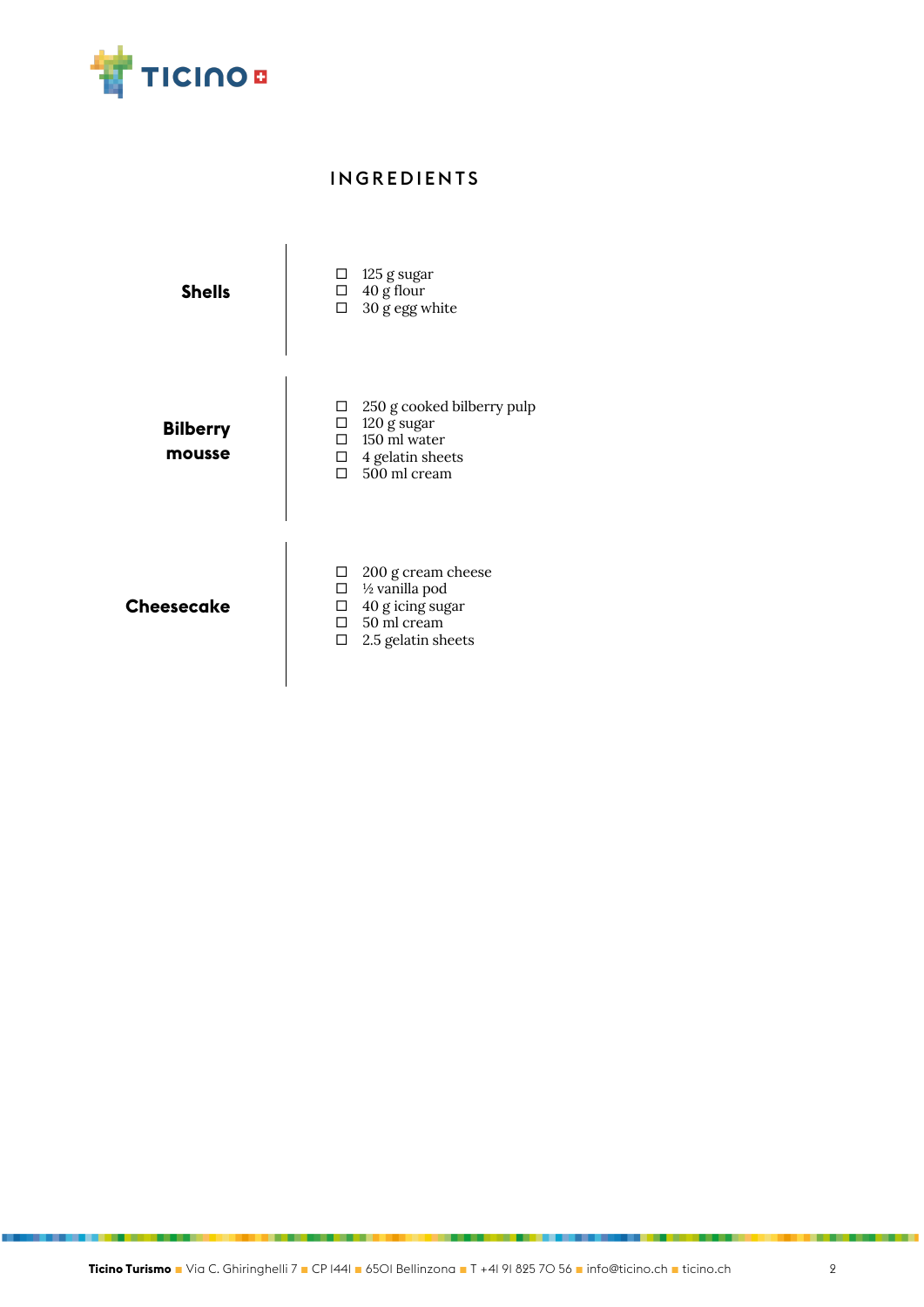# INGREDIENTS

## Shells

- ☐ 125 g sugar
- ☐ 40 g flour
- ☐ 30 g egg white

## Bilberry mousse

- ☐ 250 g cooked bilberry pulp
- ☐ 120 g sugar
- ☐ 150 ml water
- ☐ 4 gelatin sheets
- ☐ 500 ml cream

## Cheesecake

- ☐ 200 g cream cheese
- ☐ ½ vanilla pod
- ☐ 40 g icing sugar
- ☐ 50 ml cream
- ☐ 2.5 gelatin sheets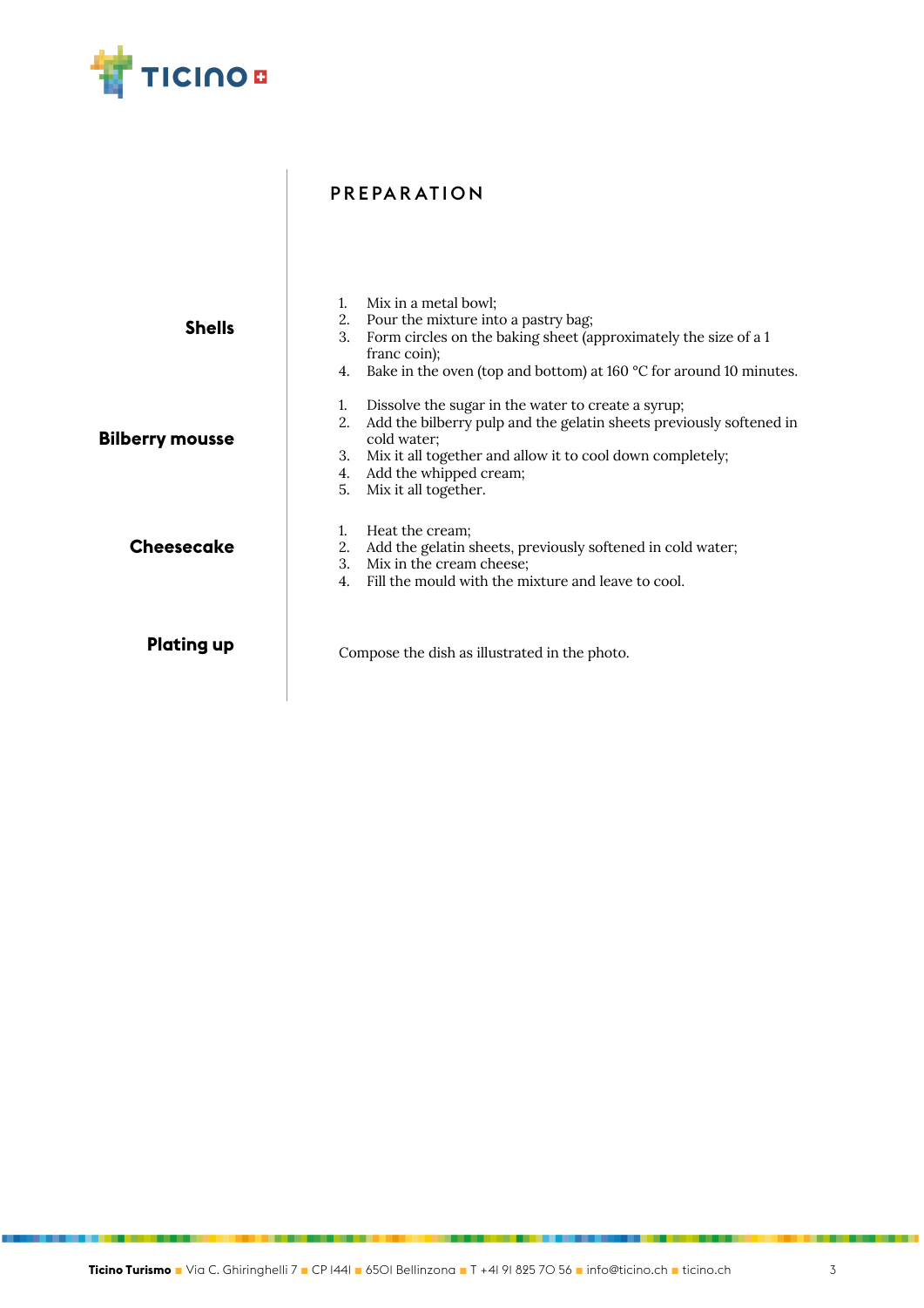## PREPARATION

### Shells

1. Mix in a metal bowl;
2. Pour the mixture into a pastry bag;
3. Form circles on the baking sheet (approximately the size of a 1 franc coin);
4. Bake in the oven (top and bottom) at 160 °C for around 10 minutes.

### Bilberry mousse

1. Dissolve the sugar in the water to create a syrup;
2. Add the bilberry pulp and the gelatin sheets previously softened in cold water;
3. Mix it all together and allow it to cool down completely;
4. Add the whipped cream;
5. Mix it all together.

### Cheesecake

1. Heat the cream;
2. Add the gelatin sheets, previously softened in cold water;
3. Mix in the cream cheese;
4. Fill the mould with the mixture and leave to cool.

### Plating up

Compose the dish as illustrated in the photo.